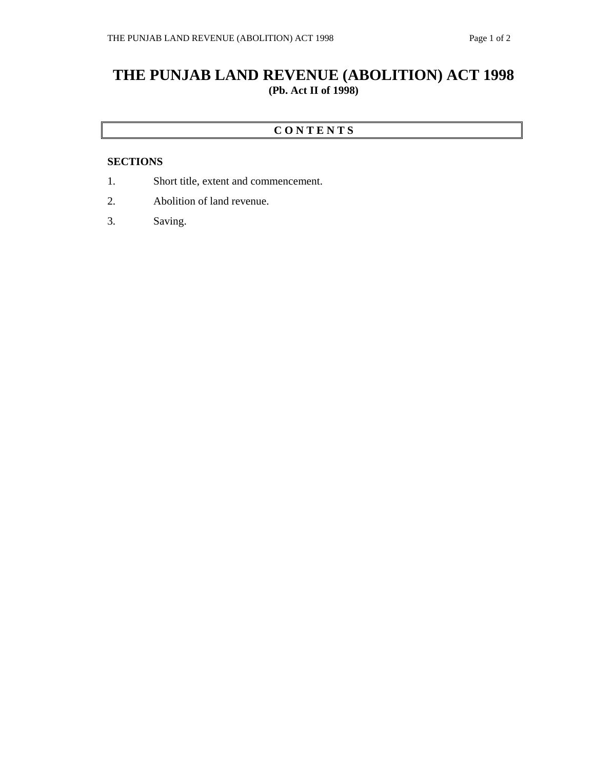# THE PUNJAB LAND REVENUE (ABOLITION) ACT 1998

**(Pb. Act II of 1998)**

## C O N T E N T S

**SECTIONS**

1. Short title, extent and commencement.
2. Abolition of land revenue.
3. Saving.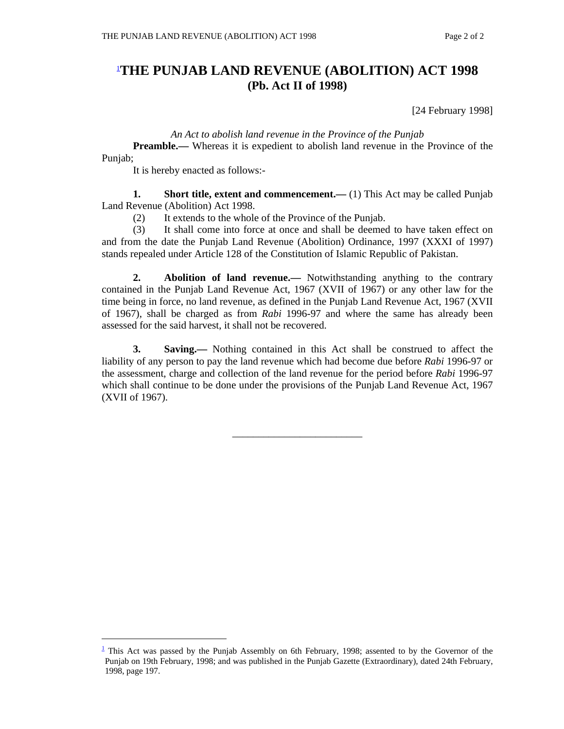# [1]THE PUNJAB LAND REVENUE (ABOLITION) ACT 1998
## (Pb. Act II of 1998)

[24 February 1998]

*An Act to abolish land revenue in the Province of the Punjab*

**Preamble.—** Whereas it is expedient to abolish land revenue in the Province of the Punjab;

It is hereby enacted as follows:-

**1. Short title, extent and commencement.—** (1) This Act may be called Punjab Land Revenue (Abolition) Act 1998.

(2) It extends to the whole of the Province of the Punjab.

(3) It shall come into force at once and shall be deemed to have taken effect on and from the date the Punjab Land Revenue (Abolition) Ordinance, 1997 (XXXI of 1997) stands repealed under Article 128 of the Constitution of Islamic Republic of Pakistan.

**2. Abolition of land revenue.—** Notwithstanding anything to the contrary contained in the Punjab Land Revenue Act, 1967 (XVII of 1967) or any other law for the time being in force, no land revenue, as defined in the Punjab Land Revenue Act, 1967 (XVII of 1967), shall be charged as from *Rabi* 1996-97 and where the same has already been assessed for the said harvest, it shall not be recovered.

**3. Saving.—** Nothing contained in this Act shall be construed to affect the liability of any person to pay the land revenue which had become due before *Rabi* 1996-97 or the assessment, charge and collection of the land revenue for the period before *Rabi* 1996-97 which shall continue to be done under the provisions of the Punjab Land Revenue Act, 1967 (XVII of 1967).

---

[1] This Act was passed by the Punjab Assembly on 6th February, 1998; assented to by the Governor of the Punjab on 19th February, 1998; and was published in the Punjab Gazette (Extraordinary), dated 24th February, 1998, page 197.